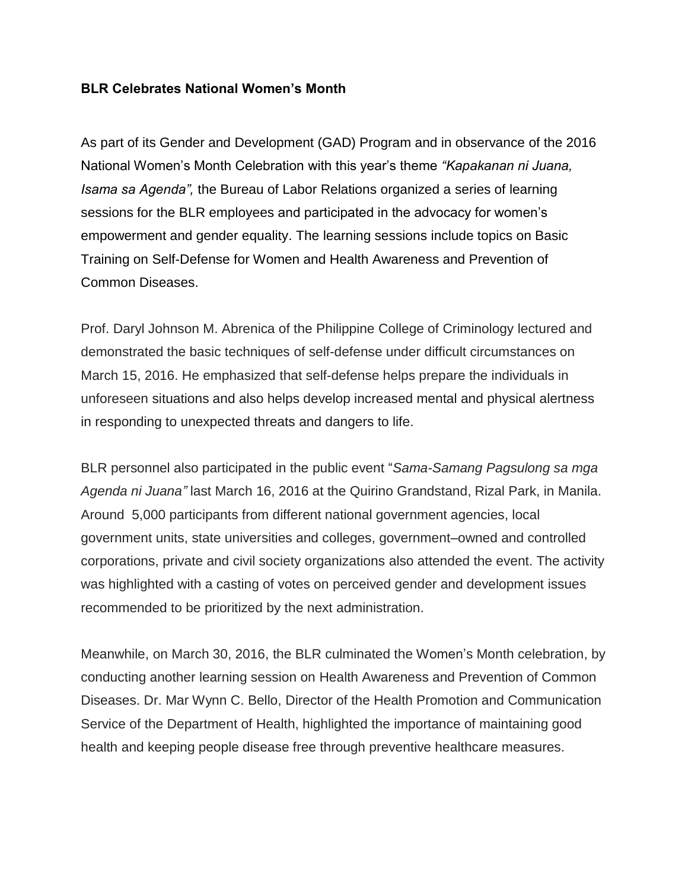**BLR Celebrates National Women's Month**

As part of its Gender and Development (GAD) Program and in observance of the 2016 National Women's Month Celebration with this year's theme *"Kapakanan ni Juana, Isama sa Agenda",* the Bureau of Labor Relations organized a series of learning sessions for the BLR employees and participated in the advocacy for women's empowerment and gender equality. The learning sessions include topics on Basic Training on Self-Defense for Women and Health Awareness and Prevention of Common Diseases.

Prof. Daryl Johnson M. Abrenica of the Philippine College of Criminology lectured and demonstrated the basic techniques of self-defense under difficult circumstances on March 15, 2016. He emphasized that self-defense helps prepare the individuals in unforeseen situations and also helps develop increased mental and physical alertness in responding to unexpected threats and dangers to life.

BLR personnel also participated in the public event "*Sama-Samang Pagsulong sa mga Agenda ni Juana"* last March 16, 2016 at the Quirino Grandstand, Rizal Park, in Manila. Around 5,000 participants from different national government agencies, local government units, state universities and colleges, government–owned and controlled corporations, private and civil society organizations also attended the event. The activity was highlighted with a casting of votes on perceived gender and development issues recommended to be prioritized by the next administration.

Meanwhile, on March 30, 2016, the BLR culminated the Women's Month celebration, by conducting another learning session on Health Awareness and Prevention of Common Diseases. Dr. Mar Wynn C. Bello, Director of the Health Promotion and Communication Service of the Department of Health, highlighted the importance of maintaining good health and keeping people disease free through preventive healthcare measures.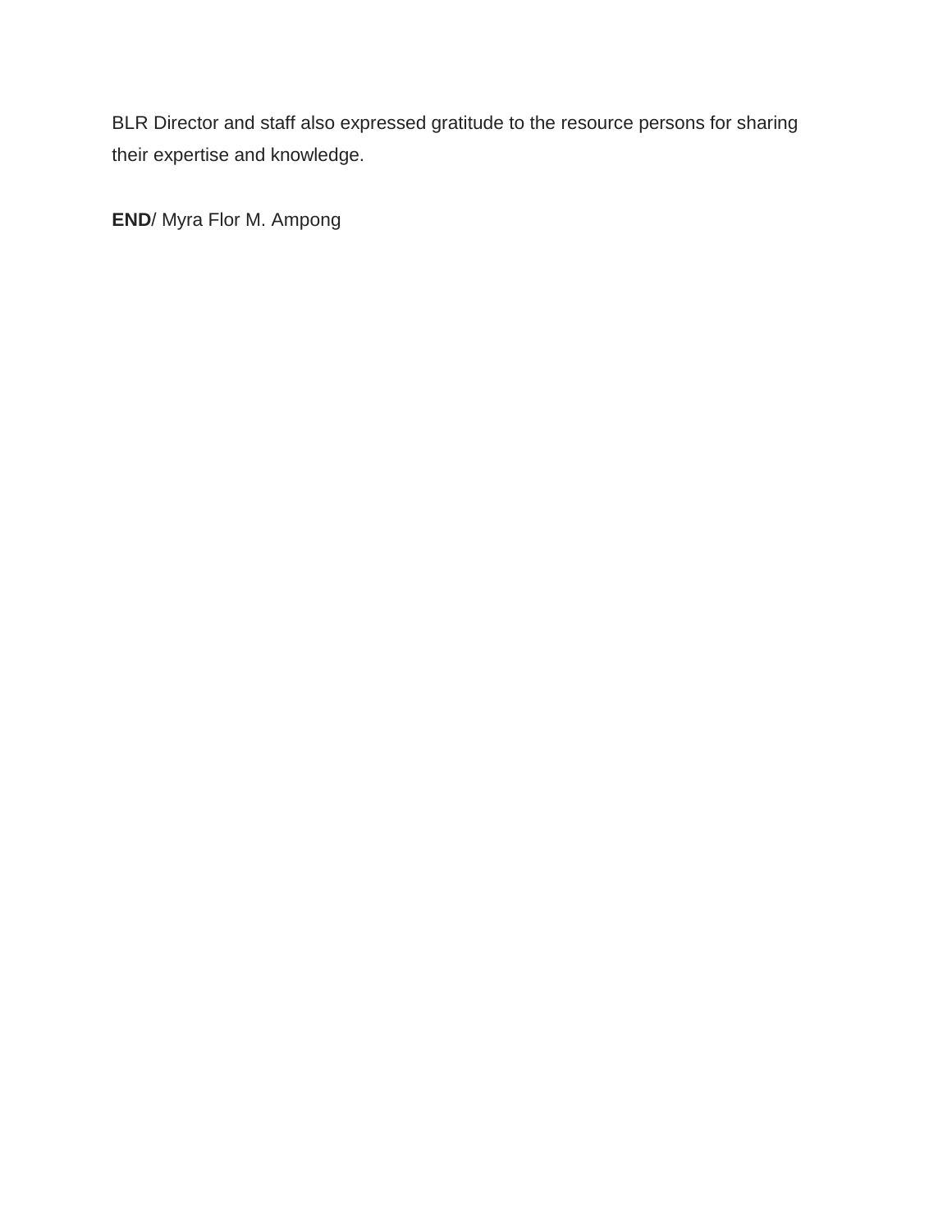BLR Director and staff also expressed gratitude to the resource persons for sharing their expertise and knowledge.

**END**/ Myra Flor M. Ampong